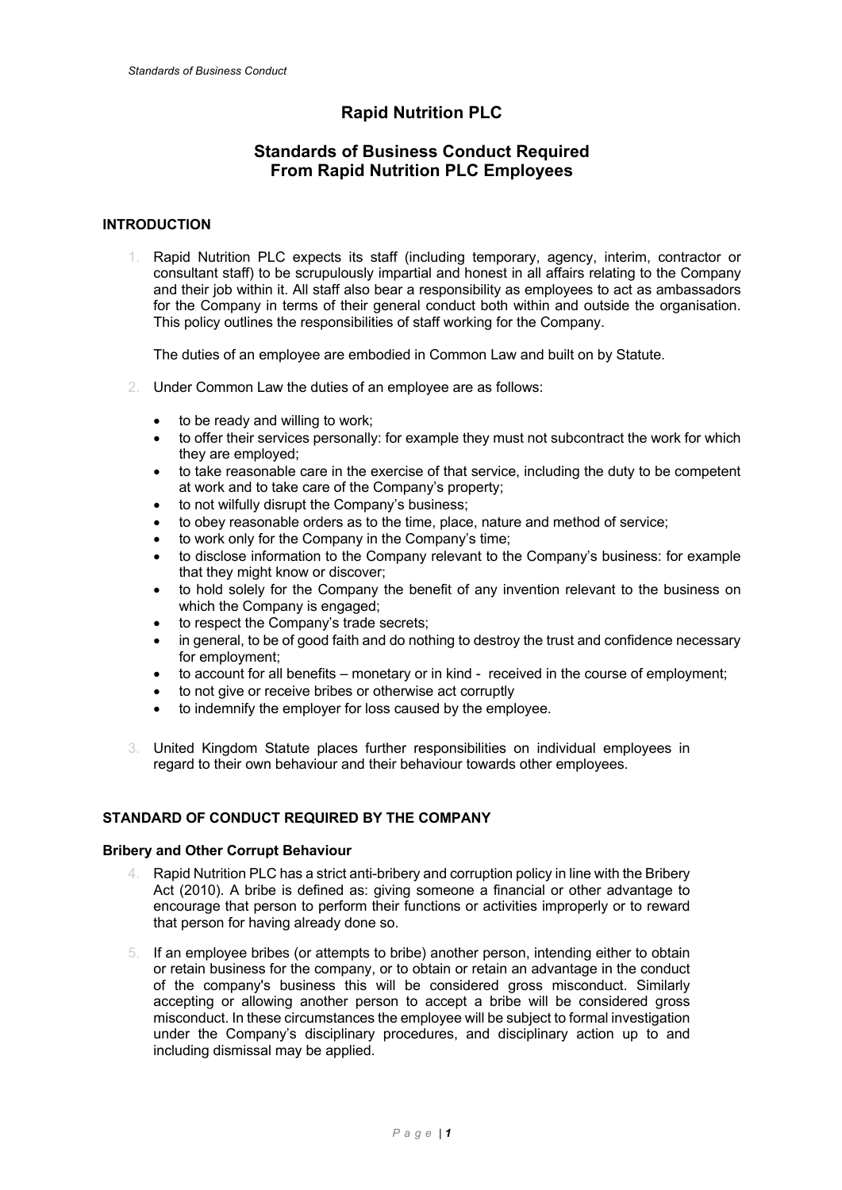# Rapid Nutrition PLC

## Standards of Business Conduct Required From Rapid Nutrition PLC Employees

### INTRODUCTION

1. Rapid Nutrition PLC expects its staff (including temporary, agency, interim, contractor or consultant staff) to be scrupulously impartial and honest in all affairs relating to the Company and their job within it. All staff also bear a responsibility as employees to act as ambassadors for the Company in terms of their general conduct both within and outside the organisation. This policy outlines the responsibilities of staff working for the Company.

   The duties of an employee are embodied in Common Law and built on by Statute.

2. Under Common Law the duties of an employee are as follows:

   - to be ready and willing to work;
   - to offer their services personally: for example they must not subcontract the work for which they are employed;
   - to take reasonable care in the exercise of that service, including the duty to be competent at work and to take care of the Company's property;
   - to not wilfully disrupt the Company's business;
   - to obey reasonable orders as to the time, place, nature and method of service;
   - to work only for the Company in the Company's time;
   - to disclose information to the Company relevant to the Company's business: for example that they might know or discover;
   - to hold solely for the Company the benefit of any invention relevant to the business on which the Company is engaged;
   - to respect the Company's trade secrets;
   - in general, to be of good faith and do nothing to destroy the trust and confidence necessary for employment;
   - to account for all benefits – monetary or in kind - received in the course of employment;
   - to not give or receive bribes or otherwise act corruptly
   - to indemnify the employer for loss caused by the employee.

3. United Kingdom Statute places further responsibilities on individual employees in regard to their own behaviour and their behaviour towards other employees.

### STANDARD OF CONDUCT REQUIRED BY THE COMPANY

#### Bribery and Other Corrupt Behaviour

4. Rapid Nutrition PLC has a strict anti-bribery and corruption policy in line with the Bribery Act (2010). A bribe is defined as: giving someone a financial or other advantage to encourage that person to perform their functions or activities improperly or to reward that person for having already done so.

5. If an employee bribes (or attempts to bribe) another person, intending either to obtain or retain business for the company, or to obtain or retain an advantage in the conduct of the company's business this will be considered gross misconduct. Similarly accepting or allowing another person to accept a bribe will be considered gross misconduct. In these circumstances the employee will be subject to formal investigation under the Company's disciplinary procedures, and disciplinary action up to and including dismissal may be applied.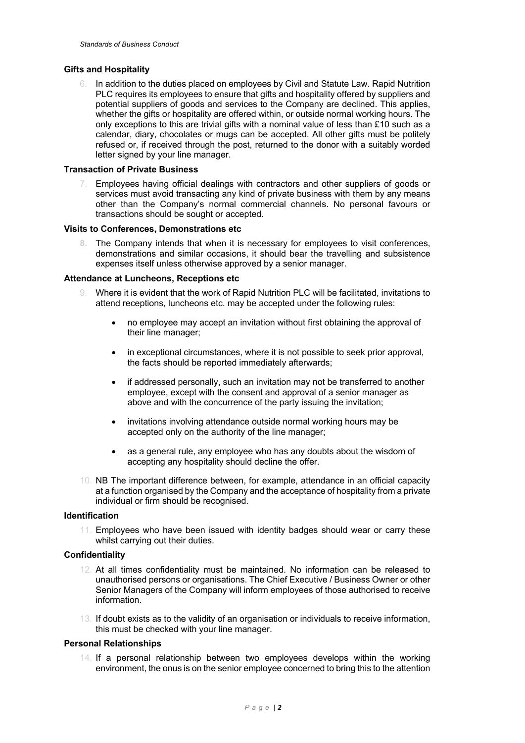### Gifts and Hospitality

6. In addition to the duties placed on employees by Civil and Statute Law. Rapid Nutrition PLC requires its employees to ensure that gifts and hospitality offered by suppliers and potential suppliers of goods and services to the Company are declined. This applies, whether the gifts or hospitality are offered within, or outside normal working hours. The only exceptions to this are trivial gifts with a nominal value of less than £10 such as a calendar, diary, chocolates or mugs can be accepted. All other gifts must be politely refused or, if received through the post, returned to the donor with a suitably worded letter signed by your line manager.

### Transaction of Private Business

7. Employees having official dealings with contractors and other suppliers of goods or services must avoid transacting any kind of private business with them by any means other than the Company's normal commercial channels. No personal favours or transactions should be sought or accepted.

### Visits to Conferences, Demonstrations etc

8. The Company intends that when it is necessary for employees to visit conferences, demonstrations and similar occasions, it should bear the travelling and subsistence expenses itself unless otherwise approved by a senior manager.

### Attendance at Luncheons, Receptions etc

9. Where it is evident that the work of Rapid Nutrition PLC will be facilitated, invitations to attend receptions, luncheons etc. may be accepted under the following rules:

   - no employee may accept an invitation without first obtaining the approval of their line manager;
   - in exceptional circumstances, where it is not possible to seek prior approval, the facts should be reported immediately afterwards;
   - if addressed personally, such an invitation may not be transferred to another employee, except with the consent and approval of a senior manager as above and with the concurrence of the party issuing the invitation;
   - invitations involving attendance outside normal working hours may be accepted only on the authority of the line manager;
   - as a general rule, any employee who has any doubts about the wisdom of accepting any hospitality should decline the offer.

10. NB The important difference between, for example, attendance in an official capacity at a function organised by the Company and the acceptance of hospitality from a private individual or firm should be recognised.

### Identification

11. Employees who have been issued with identity badges should wear or carry these whilst carrying out their duties.

### Confidentiality

12. At all times confidentiality must be maintained. No information can be released to unauthorised persons or organisations. The Chief Executive / Business Owner or other Senior Managers of the Company will inform employees of those authorised to receive information.

13. If doubt exists as to the validity of an organisation or individuals to receive information, this must be checked with your line manager.

### Personal Relationships

14. If a personal relationship between two employees develops within the working environment, the onus is on the senior employee concerned to bring this to the attention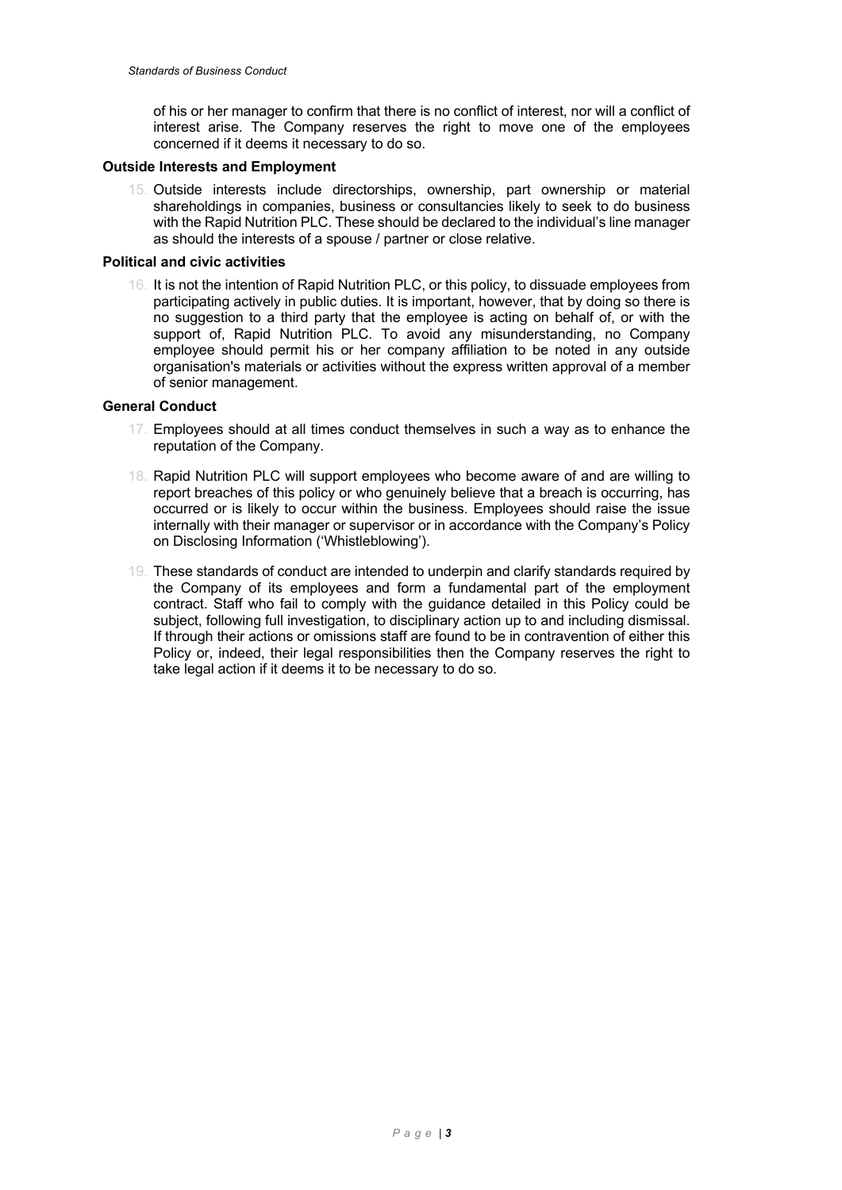of his or her manager to confirm that there is no conflict of interest, nor will a conflict of interest arise. The Company reserves the right to move one of the employees concerned if it deems it necessary to do so.

**Outside Interests and Employment**

15. Outside interests include directorships, ownership, part ownership or material shareholdings in companies, business or consultancies likely to seek to do business with the Rapid Nutrition PLC. These should be declared to the individual's line manager as should the interests of a spouse / partner or close relative.

**Political and civic activities**

16. It is not the intention of Rapid Nutrition PLC, or this policy, to dissuade employees from participating actively in public duties. It is important, however, that by doing so there is no suggestion to a third party that the employee is acting on behalf of, or with the support of, Rapid Nutrition PLC. To avoid any misunderstanding, no Company employee should permit his or her company affiliation to be noted in any outside organisation's materials or activities without the express written approval of a member of senior management.

**General Conduct**

17. Employees should at all times conduct themselves in such a way as to enhance the reputation of the Company.

18. Rapid Nutrition PLC will support employees who become aware of and are willing to report breaches of this policy or who genuinely believe that a breach is occurring, has occurred or is likely to occur within the business. Employees should raise the issue internally with their manager or supervisor or in accordance with the Company's Policy on Disclosing Information ('Whistleblowing').

19. These standards of conduct are intended to underpin and clarify standards required by the Company of its employees and form a fundamental part of the employment contract. Staff who fail to comply with the guidance detailed in this Policy could be subject, following full investigation, to disciplinary action up to and including dismissal. If through their actions or omissions staff are found to be in contravention of either this Policy or, indeed, their legal responsibilities then the Company reserves the right to take legal action if it deems it to be necessary to do so.